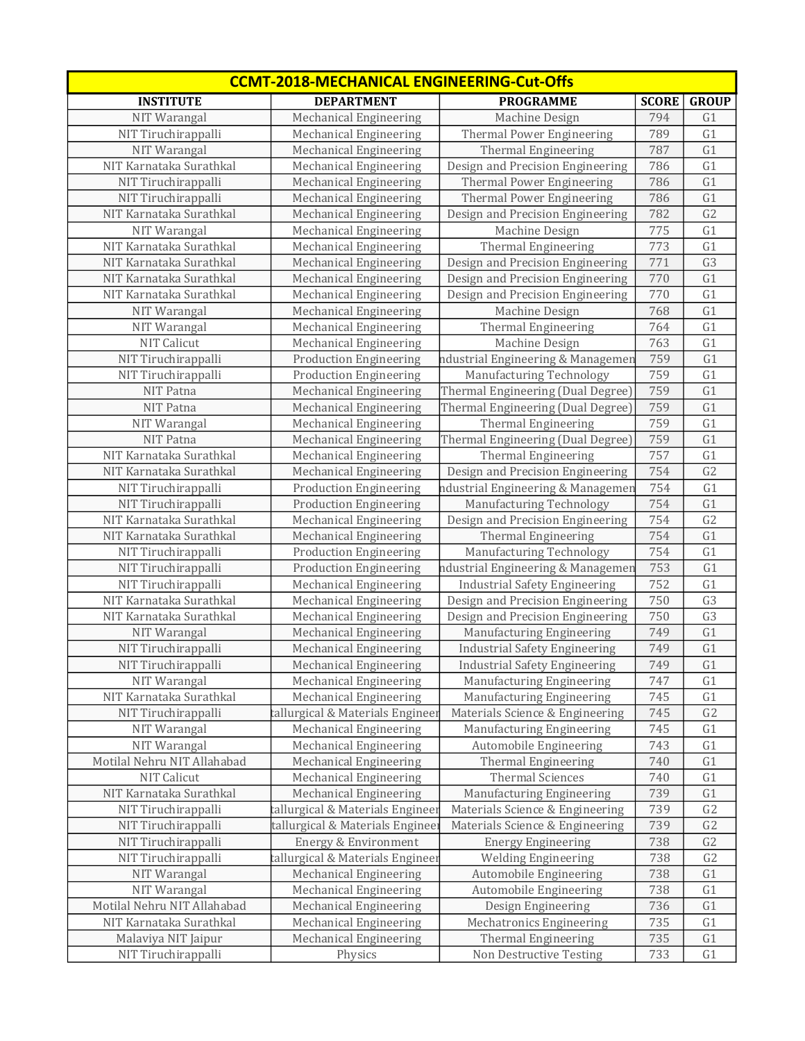| CCMT-2018-MECHANICAL ENGINEERING-Cut-Offs | | | | |
|---|---|---|---|---|
| **INSTITUTE** | **DEPARTMENT** | **PROGRAMME** | **SCORE** | **GROUP** |
| NIT Warangal | Mechanical Engineering | Machine Design | 794 | G1 |
| NIT Tiruchirappalli | Mechanical Engineering | Thermal Power Engineering | 789 | G1 |
| NIT Warangal | Mechanical Engineering | Thermal Engineering | 787 | G1 |
| NIT Karnataka Surathkal | Mechanical Engineering | Design and Precision Engineering | 786 | G1 |
| NIT Tiruchirappalli | Mechanical Engineering | Thermal Power Engineering | 786 | G1 |
| NIT Tiruchirappalli | Mechanical Engineering | Thermal Power Engineering | 786 | G1 |
| NIT Karnataka Surathkal | Mechanical Engineering | Design and Precision Engineering | 782 | G2 |
| NIT Warangal | Mechanical Engineering | Machine Design | 775 | G1 |
| NIT Karnataka Surathkal | Mechanical Engineering | Thermal Engineering | 773 | G1 |
| NIT Karnataka Surathkal | Mechanical Engineering | Design and Precision Engineering | 771 | G3 |
| NIT Karnataka Surathkal | Mechanical Engineering | Design and Precision Engineering | 770 | G1 |
| NIT Karnataka Surathkal | Mechanical Engineering | Design and Precision Engineering | 770 | G1 |
| NIT Warangal | Mechanical Engineering | Machine Design | 768 | G1 |
| NIT Warangal | Mechanical Engineering | Thermal Engineering | 764 | G1 |
| NIT Calicut | Mechanical Engineering | Machine Design | 763 | G1 |
| NIT Tiruchirappalli | Production Engineering | ndustrial Engineering & Managemen | 759 | G1 |
| NIT Tiruchirappalli | Production Engineering | Manufacturing Technology | 759 | G1 |
| NIT Patna | Mechanical Engineering | Thermal Engineering (Dual Degree) | 759 | G1 |
| NIT Patna | Mechanical Engineering | Thermal Engineering (Dual Degree) | 759 | G1 |
| NIT Warangal | Mechanical Engineering | Thermal Engineering | 759 | G1 |
| NIT Patna | Mechanical Engineering | Thermal Engineering (Dual Degree) | 759 | G1 |
| NIT Karnataka Surathkal | Mechanical Engineering | Thermal Engineering | 757 | G1 |
| NIT Karnataka Surathkal | Mechanical Engineering | Design and Precision Engineering | 754 | G2 |
| NIT Tiruchirappalli | Production Engineering | ndustrial Engineering & Managemen | 754 | G1 |
| NIT Tiruchirappalli | Production Engineering | Manufacturing Technology | 754 | G1 |
| NIT Karnataka Surathkal | Mechanical Engineering | Design and Precision Engineering | 754 | G2 |
| NIT Karnataka Surathkal | Mechanical Engineering | Thermal Engineering | 754 | G1 |
| NIT Tiruchirappalli | Production Engineering | Manufacturing Technology | 754 | G1 |
| NIT Tiruchirappalli | Production Engineering | ndustrial Engineering & Managemen | 753 | G1 |
| NIT Tiruchirappalli | Mechanical Engineering | Industrial Safety Engineering | 752 | G1 |
| NIT Karnataka Surathkal | Mechanical Engineering | Design and Precision Engineering | 750 | G3 |
| NIT Karnataka Surathkal | Mechanical Engineering | Design and Precision Engineering | 750 | G3 |
| NIT Warangal | Mechanical Engineering | Manufacturing Engineering | 749 | G1 |
| NIT Tiruchirappalli | Mechanical Engineering | Industrial Safety Engineering | 749 | G1 |
| NIT Tiruchirappalli | Mechanical Engineering | Industrial Safety Engineering | 749 | G1 |
| NIT Warangal | Mechanical Engineering | Manufacturing Engineering | 747 | G1 |
| NIT Karnataka Surathkal | Mechanical Engineering | Manufacturing Engineering | 745 | G1 |
| NIT Tiruchirappalli | tallurgical & Materials Engineer | Materials Science & Engineering | 745 | G2 |
| NIT Warangal | Mechanical Engineering | Manufacturing Engineering | 745 | G1 |
| NIT Warangal | Mechanical Engineering | Automobile Engineering | 743 | G1 |
| Motilal Nehru NIT Allahabad | Mechanical Engineering | Thermal Engineering | 740 | G1 |
| NIT Calicut | Mechanical Engineering | Thermal Sciences | 740 | G1 |
| NIT Karnataka Surathkal | Mechanical Engineering | Manufacturing Engineering | 739 | G1 |
| NIT Tiruchirappalli | tallurgical & Materials Engineer | Materials Science & Engineering | 739 | G2 |
| NIT Tiruchirappalli | tallurgical & Materials Engineer | Materials Science & Engineering | 739 | G2 |
| NIT Tiruchirappalli | Energy & Environment | Energy Engineering | 738 | G2 |
| NIT Tiruchirappalli | tallurgical & Materials Engineer | Welding Engineering | 738 | G2 |
| NIT Warangal | Mechanical Engineering | Automobile Engineering | 738 | G1 |
| NIT Warangal | Mechanical Engineering | Automobile Engineering | 738 | G1 |
| Motilal Nehru NIT Allahabad | Mechanical Engineering | Design Engineering | 736 | G1 |
| NIT Karnataka Surathkal | Mechanical Engineering | Mechatronics Engineering | 735 | G1 |
| Malaviya NIT Jaipur | Mechanical Engineering | Thermal Engineering | 735 | G1 |
| NIT Tiruchirappalli | Physics | Non Destructive Testing | 733 | G1 |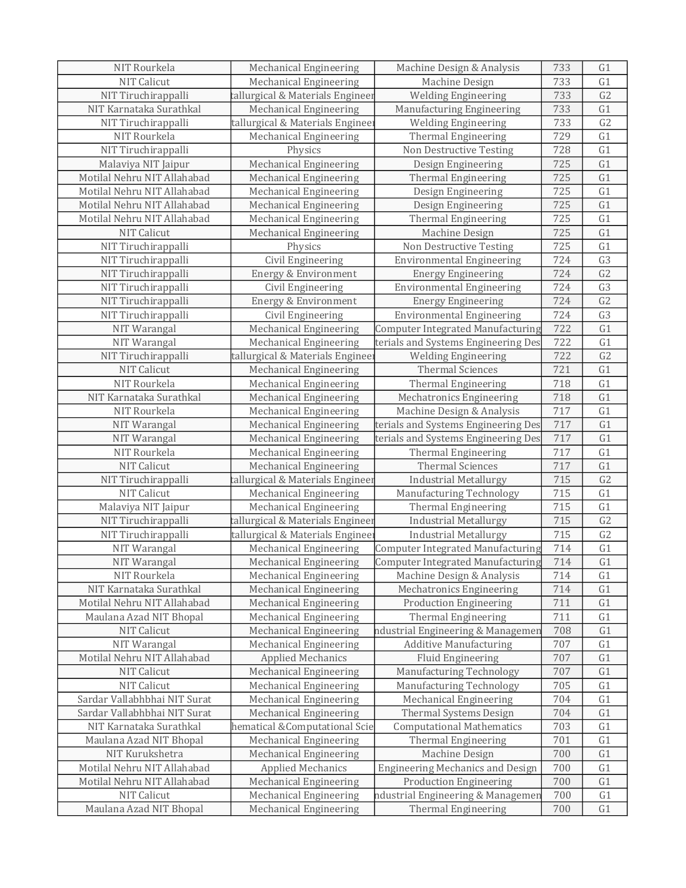| | | | | |
|---|---|---|---|---|
| NIT Rourkela | Mechanical Engineering | Machine Design & Analysis | 733 | G1 |
| NIT Calicut | Mechanical Engineering | Machine Design | 733 | G1 |
| NIT Tiruchirappalli | tallurgical & Materials Engineer | Welding Engineering | 733 | G2 |
| NIT Karnataka Surathkal | Mechanical Engineering | Manufacturing Engineering | 733 | G1 |
| NIT Tiruchirappalli | tallurgical & Materials Engineer | Welding Engineering | 733 | G2 |
| NIT Rourkela | Mechanical Engineering | Thermal Engineering | 729 | G1 |
| NIT Tiruchirappalli | Physics | Non Destructive Testing | 728 | G1 |
| Malaviya NIT Jaipur | Mechanical Engineering | Design Engineering | 725 | G1 |
| Motilal Nehru NIT Allahabad | Mechanical Engineering | Thermal Engineering | 725 | G1 |
| Motilal Nehru NIT Allahabad | Mechanical Engineering | Design Engineering | 725 | G1 |
| Motilal Nehru NIT Allahabad | Mechanical Engineering | Design Engineering | 725 | G1 |
| Motilal Nehru NIT Allahabad | Mechanical Engineering | Thermal Engineering | 725 | G1 |
| NIT Calicut | Mechanical Engineering | Machine Design | 725 | G1 |
| NIT Tiruchirappalli | Physics | Non Destructive Testing | 725 | G1 |
| NIT Tiruchirappalli | Civil Engineering | Environmental Engineering | 724 | G3 |
| NIT Tiruchirappalli | Energy & Environment | Energy Engineering | 724 | G2 |
| NIT Tiruchirappalli | Civil Engineering | Environmental Engineering | 724 | G3 |
| NIT Tiruchirappalli | Energy & Environment | Energy Engineering | 724 | G2 |
| NIT Tiruchirappalli | Civil Engineering | Environmental Engineering | 724 | G3 |
| NIT Warangal | Mechanical Engineering | Computer Integrated Manufacturing | 722 | G1 |
| NIT Warangal | Mechanical Engineering | terials and Systems Engineering Des | 722 | G1 |
| NIT Tiruchirappalli | tallurgical & Materials Engineer | Welding Engineering | 722 | G2 |
| NIT Calicut | Mechanical Engineering | Thermal Sciences | 721 | G1 |
| NIT Rourkela | Mechanical Engineering | Thermal Engineering | 718 | G1 |
| NIT Karnataka Surathkal | Mechanical Engineering | Mechatronics Engineering | 718 | G1 |
| NIT Rourkela | Mechanical Engineering | Machine Design & Analysis | 717 | G1 |
| NIT Warangal | Mechanical Engineering | terials and Systems Engineering Des | 717 | G1 |
| NIT Warangal | Mechanical Engineering | terials and Systems Engineering Des | 717 | G1 |
| NIT Rourkela | Mechanical Engineering | Thermal Engineering | 717 | G1 |
| NIT Calicut | Mechanical Engineering | Thermal Sciences | 717 | G1 |
| NIT Tiruchirappalli | tallurgical & Materials Engineer | Industrial Metallurgy | 715 | G2 |
| NIT Calicut | Mechanical Engineering | Manufacturing Technology | 715 | G1 |
| Malaviya NIT Jaipur | Mechanical Engineering | Thermal Engineering | 715 | G1 |
| NIT Tiruchirappalli | tallurgical & Materials Engineer | Industrial Metallurgy | 715 | G2 |
| NIT Tiruchirappalli | tallurgical & Materials Engineer | Industrial Metallurgy | 715 | G2 |
| NIT Warangal | Mechanical Engineering | Computer Integrated Manufacturing | 714 | G1 |
| NIT Warangal | Mechanical Engineering | Computer Integrated Manufacturing | 714 | G1 |
| NIT Rourkela | Mechanical Engineering | Machine Design & Analysis | 714 | G1 |
| NIT Karnataka Surathkal | Mechanical Engineering | Mechatronics Engineering | 714 | G1 |
| Motilal Nehru NIT Allahabad | Mechanical Engineering | Production Engineering | 711 | G1 |
| Maulana Azad NIT Bhopal | Mechanical Engineering | Thermal Engineering | 711 | G1 |
| NIT Calicut | Mechanical Engineering | ndustrial Engineering & Managemen | 708 | G1 |
| NIT Warangal | Mechanical Engineering | Additive Manufacturing | 707 | G1 |
| Motilal Nehru NIT Allahabad | Applied Mechanics | Fluid Engineering | 707 | G1 |
| NIT Calicut | Mechanical Engineering | Manufacturing Technology | 707 | G1 |
| NIT Calicut | Mechanical Engineering | Manufacturing Technology | 705 | G1 |
| Sardar Vallabhbhai NIT Surat | Mechanical Engineering | Mechanical Engineering | 704 | G1 |
| Sardar Vallabhbhai NIT Surat | Mechanical Engineering | Thermal Systems Design | 704 | G1 |
| NIT Karnataka Surathkal | hematical &Computational Scie | Computational Mathematics | 703 | G1 |
| Maulana Azad NIT Bhopal | Mechanical Engineering | Thermal Engineering | 701 | G1 |
| NIT Kurukshetra | Mechanical Engineering | Machine Design | 700 | G1 |
| Motilal Nehru NIT Allahabad | Applied Mechanics | Engineering Mechanics and Design | 700 | G1 |
| Motilal Nehru NIT Allahabad | Mechanical Engineering | Production Engineering | 700 | G1 |
| NIT Calicut | Mechanical Engineering | ndustrial Engineering & Managemen | 700 | G1 |
| Maulana Azad NIT Bhopal | Mechanical Engineering | Thermal Engineering | 700 | G1 |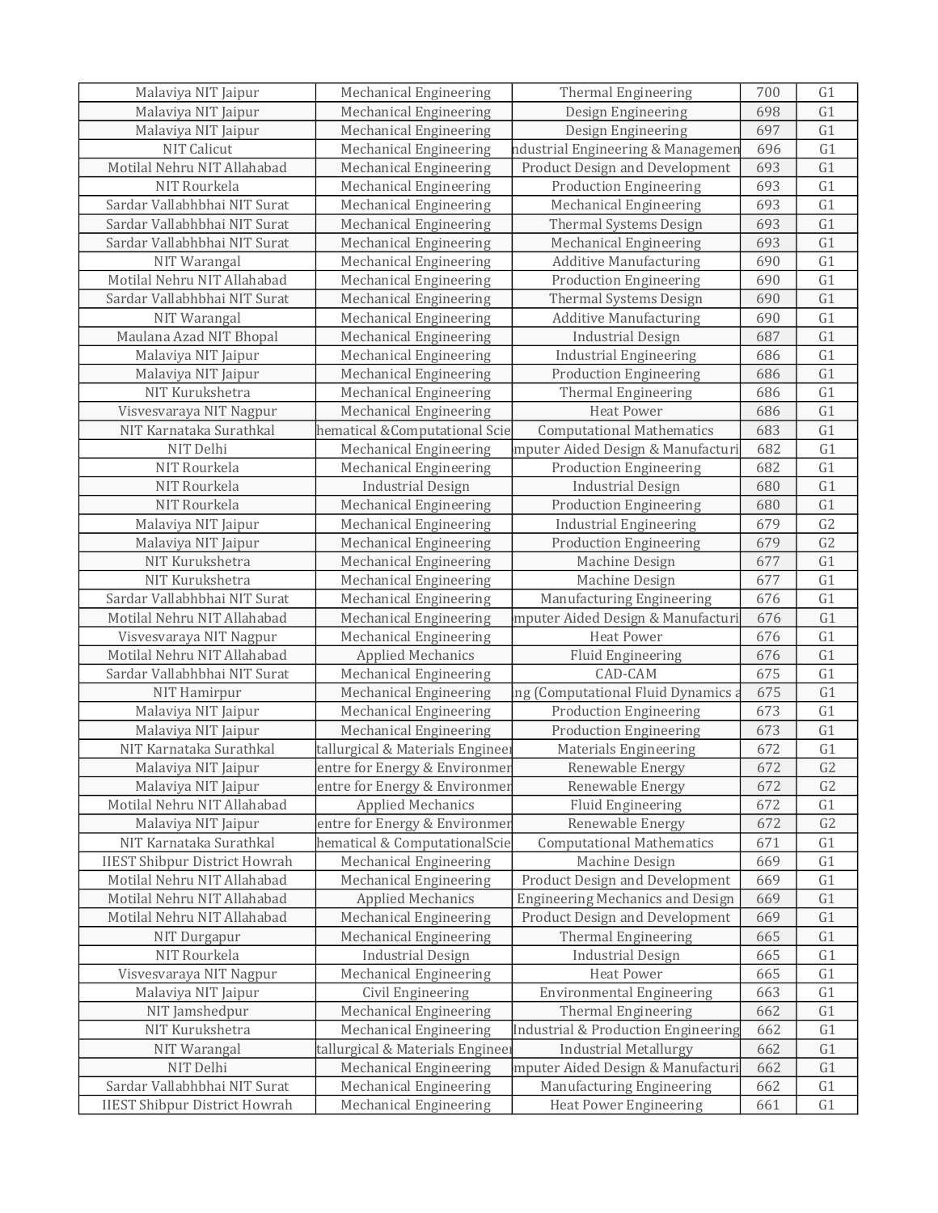| Malaviya NIT Jaipur | Mechanical Engineering | Thermal Engineering | 700 | G1 |
|---|---|---|---|---|
| Malaviya NIT Jaipur | Mechanical Engineering | Design Engineering | 698 | G1 |
| Malaviya NIT Jaipur | Mechanical Engineering | Design Engineering | 697 | G1 |
| NIT Calicut | Mechanical Engineering | ndustrial Engineering & Managemen | 696 | G1 |
| Motilal Nehru NIT Allahabad | Mechanical Engineering | Product Design and Development | 693 | G1 |
| NIT Rourkela | Mechanical Engineering | Production Engineering | 693 | G1 |
| Sardar Vallabhbhai NIT Surat | Mechanical Engineering | Mechanical Engineering | 693 | G1 |
| Sardar Vallabhbhai NIT Surat | Mechanical Engineering | Thermal Systems Design | 693 | G1 |
| Sardar Vallabhbhai NIT Surat | Mechanical Engineering | Mechanical Engineering | 693 | G1 |
| NIT Warangal | Mechanical Engineering | Additive Manufacturing | 690 | G1 |
| Motilal Nehru NIT Allahabad | Mechanical Engineering | Production Engineering | 690 | G1 |
| Sardar Vallabhbhai NIT Surat | Mechanical Engineering | Thermal Systems Design | 690 | G1 |
| NIT Warangal | Mechanical Engineering | Additive Manufacturing | 690 | G1 |
| Maulana Azad NIT Bhopal | Mechanical Engineering | Industrial Design | 687 | G1 |
| Malaviya NIT Jaipur | Mechanical Engineering | Industrial Engineering | 686 | G1 |
| Malaviya NIT Jaipur | Mechanical Engineering | Production Engineering | 686 | G1 |
| NIT Kurukshetra | Mechanical Engineering | Thermal Engineering | 686 | G1 |
| Visvesvaraya NIT Nagpur | Mechanical Engineering | Heat Power | 686 | G1 |
| NIT Karnataka Surathkal | hematical &Computational Scie | Computational Mathematics | 683 | G1 |
| NIT Delhi | Mechanical Engineering | mputer Aided Design & Manufacturi | 682 | G1 |
| NIT Rourkela | Mechanical Engineering | Production Engineering | 682 | G1 |
| NIT Rourkela | Industrial Design | Industrial Design | 680 | G1 |
| NIT Rourkela | Mechanical Engineering | Production Engineering | 680 | G1 |
| Malaviya NIT Jaipur | Mechanical Engineering | Industrial Engineering | 679 | G2 |
| Malaviya NIT Jaipur | Mechanical Engineering | Production Engineering | 679 | G2 |
| NIT Kurukshetra | Mechanical Engineering | Machine Design | 677 | G1 |
| NIT Kurukshetra | Mechanical Engineering | Machine Design | 677 | G1 |
| Sardar Vallabhbhai NIT Surat | Mechanical Engineering | Manufacturing Engineering | 676 | G1 |
| Motilal Nehru NIT Allahabad | Mechanical Engineering | mputer Aided Design & Manufacturi | 676 | G1 |
| Visvesvaraya NIT Nagpur | Mechanical Engineering | Heat Power | 676 | G1 |
| Motilal Nehru NIT Allahabad | Applied Mechanics | Fluid Engineering | 676 | G1 |
| Sardar Vallabhbhai NIT Surat | Mechanical Engineering | CAD-CAM | 675 | G1 |
| NIT Hamirpur | Mechanical Engineering | ng (Computational Fluid Dynamics a | 675 | G1 |
| Malaviya NIT Jaipur | Mechanical Engineering | Production Engineering | 673 | G1 |
| Malaviya NIT Jaipur | Mechanical Engineering | Production Engineering | 673 | G1 |
| NIT Karnataka Surathkal | tallurgical & Materials Enginee | Materials Engineering | 672 | G1 |
| Malaviya NIT Jaipur | entre for Energy & Environmen | Renewable Energy | 672 | G2 |
| Malaviya NIT Jaipur | entre for Energy & Environmen | Renewable Energy | 672 | G2 |
| Motilal Nehru NIT Allahabad | Applied Mechanics | Fluid Engineering | 672 | G1 |
| Malaviya NIT Jaipur | entre for Energy & Environmen | Renewable Energy | 672 | G2 |
| NIT Karnataka Surathkal | hematical & ComputationalScie | Computational Mathematics | 671 | G1 |
| IIEST Shibpur District Howrah | Mechanical Engineering | Machine Design | 669 | G1 |
| Motilal Nehru NIT Allahabad | Mechanical Engineering | Product Design and Development | 669 | G1 |
| Motilal Nehru NIT Allahabad | Applied Mechanics | Engineering Mechanics and Design | 669 | G1 |
| Motilal Nehru NIT Allahabad | Mechanical Engineering | Product Design and Development | 669 | G1 |
| NIT Durgapur | Mechanical Engineering | Thermal Engineering | 665 | G1 |
| NIT Rourkela | Industrial Design | Industrial Design | 665 | G1 |
| Visvesvaraya NIT Nagpur | Mechanical Engineering | Heat Power | 665 | G1 |
| Malaviya NIT Jaipur | Civil Engineering | Environmental Engineering | 663 | G1 |
| NIT Jamshedpur | Mechanical Engineering | Thermal Engineering | 662 | G1 |
| NIT Kurukshetra | Mechanical Engineering | Industrial & Production Engineering | 662 | G1 |
| NIT Warangal | tallurgical & Materials Enginee | Industrial Metallurgy | 662 | G1 |
| NIT Delhi | Mechanical Engineering | mputer Aided Design & Manufacturi | 662 | G1 |
| Sardar Vallabhbhai NIT Surat | Mechanical Engineering | Manufacturing Engineering | 662 | G1 |
| IIEST Shibpur District Howrah | Mechanical Engineering | Heat Power Engineering | 661 | G1 |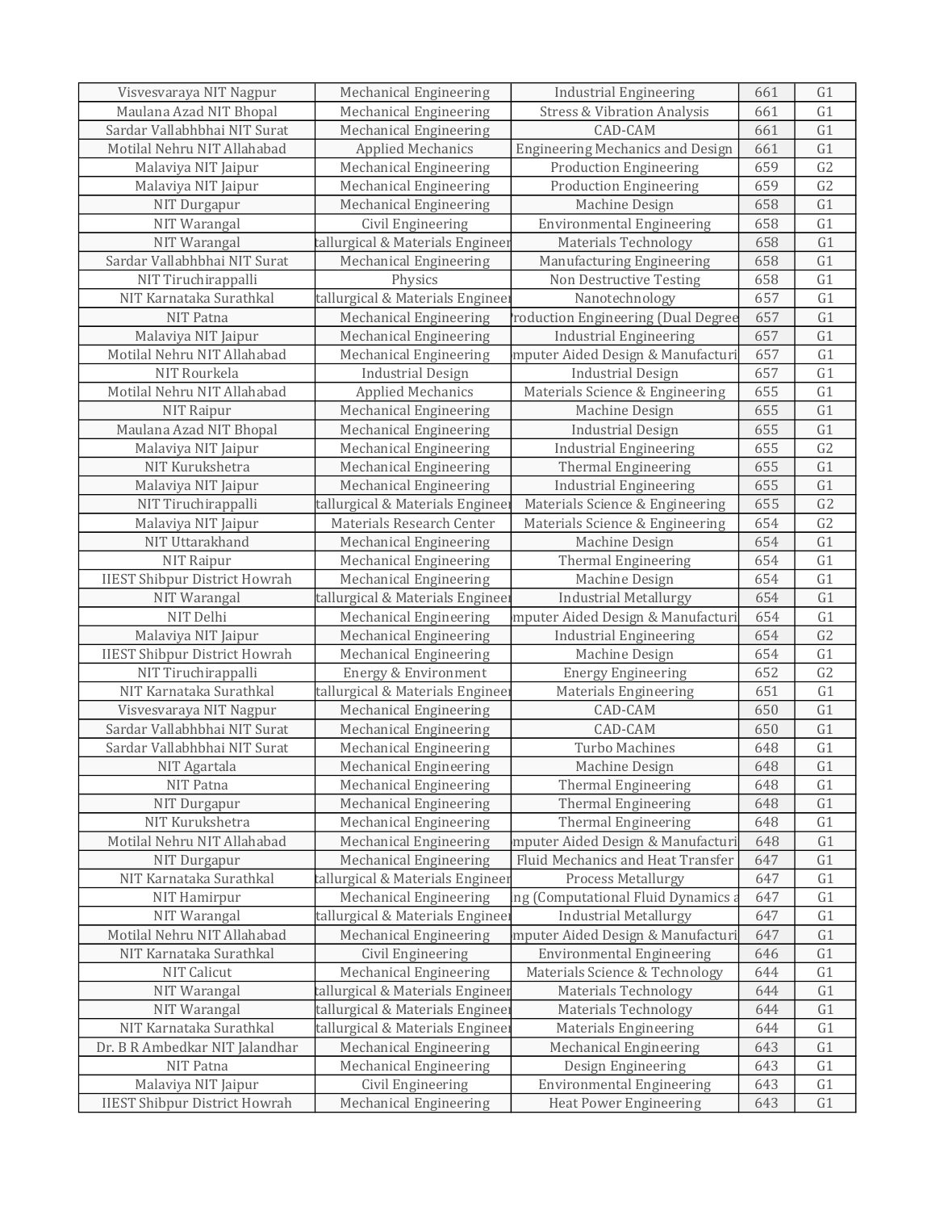| Visvesvaraya NIT Nagpur | Mechanical Engineering | Industrial Engineering | 661 | G1 |
|---|---|---|---|---|
| Maulana Azad NIT Bhopal | Mechanical Engineering | Stress & Vibration Analysis | 661 | G1 |
| Sardar Vallabhbhai NIT Surat | Mechanical Engineering | CAD-CAM | 661 | G1 |
| Motilal Nehru NIT Allahabad | Applied Mechanics | Engineering Mechanics and Design | 661 | G1 |
| Malaviya NIT Jaipur | Mechanical Engineering | Production Engineering | 659 | G2 |
| Malaviya NIT Jaipur | Mechanical Engineering | Production Engineering | 659 | G2 |
| NIT Durgapur | Mechanical Engineering | Machine Design | 658 | G1 |
| NIT Warangal | Civil Engineering | Environmental Engineering | 658 | G1 |
| NIT Warangal | tallurgical & Materials Engineer | Materials Technology | 658 | G1 |
| Sardar Vallabhbhai NIT Surat | Mechanical Engineering | Manufacturing Engineering | 658 | G1 |
| NIT Tiruchirappalli | Physics | Non Destructive Testing | 658 | G1 |
| NIT Karnataka Surathkal | tallurgical & Materials Engineer | Nanotechnology | 657 | G1 |
| NIT Patna | Mechanical Engineering | roduction Engineering (Dual Degree | 657 | G1 |
| Malaviya NIT Jaipur | Mechanical Engineering | Industrial Engineering | 657 | G1 |
| Motilal Nehru NIT Allahabad | Mechanical Engineering | mputer Aided Design & Manufacturi | 657 | G1 |
| NIT Rourkela | Industrial Design | Industrial Design | 657 | G1 |
| Motilal Nehru NIT Allahabad | Applied Mechanics | Materials Science & Engineering | 655 | G1 |
| NIT Raipur | Mechanical Engineering | Machine Design | 655 | G1 |
| Maulana Azad NIT Bhopal | Mechanical Engineering | Industrial Design | 655 | G1 |
| Malaviya NIT Jaipur | Mechanical Engineering | Industrial Engineering | 655 | G2 |
| NIT Kurukshetra | Mechanical Engineering | Thermal Engineering | 655 | G1 |
| Malaviya NIT Jaipur | Mechanical Engineering | Industrial Engineering | 655 | G1 |
| NIT Tiruchirappalli | tallurgical & Materials Engineer | Materials Science & Engineering | 655 | G2 |
| Malaviya NIT Jaipur | Materials Research Center | Materials Science & Engineering | 654 | G2 |
| NIT Uttarakhand | Mechanical Engineering | Machine Design | 654 | G1 |
| NIT Raipur | Mechanical Engineering | Thermal Engineering | 654 | G1 |
| IIEST Shibpur District Howrah | Mechanical Engineering | Machine Design | 654 | G1 |
| NIT Warangal | tallurgical & Materials Engineer | Industrial Metallurgy | 654 | G1 |
| NIT Delhi | Mechanical Engineering | mputer Aided Design & Manufacturi | 654 | G1 |
| Malaviya NIT Jaipur | Mechanical Engineering | Industrial Engineering | 654 | G2 |
| IIEST Shibpur District Howrah | Mechanical Engineering | Machine Design | 654 | G1 |
| NIT Tiruchirappalli | Energy & Environment | Energy Engineering | 652 | G2 |
| NIT Karnataka Surathkal | tallurgical & Materials Engineer | Materials Engineering | 651 | G1 |
| Visvesvaraya NIT Nagpur | Mechanical Engineering | CAD-CAM | 650 | G1 |
| Sardar Vallabhbhai NIT Surat | Mechanical Engineering | CAD-CAM | 650 | G1 |
| Sardar Vallabhbhai NIT Surat | Mechanical Engineering | Turbo Machines | 648 | G1 |
| NIT Agartala | Mechanical Engineering | Machine Design | 648 | G1 |
| NIT Patna | Mechanical Engineering | Thermal Engineering | 648 | G1 |
| NIT Durgapur | Mechanical Engineering | Thermal Engineering | 648 | G1 |
| NIT Kurukshetra | Mechanical Engineering | Thermal Engineering | 648 | G1 |
| Motilal Nehru NIT Allahabad | Mechanical Engineering | mputer Aided Design & Manufacturi | 648 | G1 |
| NIT Durgapur | Mechanical Engineering | Fluid Mechanics and Heat Transfer | 647 | G1 |
| NIT Karnataka Surathkal | tallurgical & Materials Engineer | Process Metallurgy | 647 | G1 |
| NIT Hamirpur | Mechanical Engineering | ng (Computational Fluid Dynamics a | 647 | G1 |
| NIT Warangal | tallurgical & Materials Engineer | Industrial Metallurgy | 647 | G1 |
| Motilal Nehru NIT Allahabad | Mechanical Engineering | mputer Aided Design & Manufacturi | 647 | G1 |
| NIT Karnataka Surathkal | Civil Engineering | Environmental Engineering | 646 | G1 |
| NIT Calicut | Mechanical Engineering | Materials Science & Technology | 644 | G1 |
| NIT Warangal | tallurgical & Materials Engineer | Materials Technology | 644 | G1 |
| NIT Warangal | tallurgical & Materials Engineer | Materials Technology | 644 | G1 |
| NIT Karnataka Surathkal | tallurgical & Materials Engineer | Materials Engineering | 644 | G1 |
| Dr. B R Ambedkar NIT Jalandhar | Mechanical Engineering | Mechanical Engineering | 643 | G1 |
| NIT Patna | Mechanical Engineering | Design Engineering | 643 | G1 |
| Malaviya NIT Jaipur | Civil Engineering | Environmental Engineering | 643 | G1 |
| IIEST Shibpur District Howrah | Mechanical Engineering | Heat Power Engineering | 643 | G1 |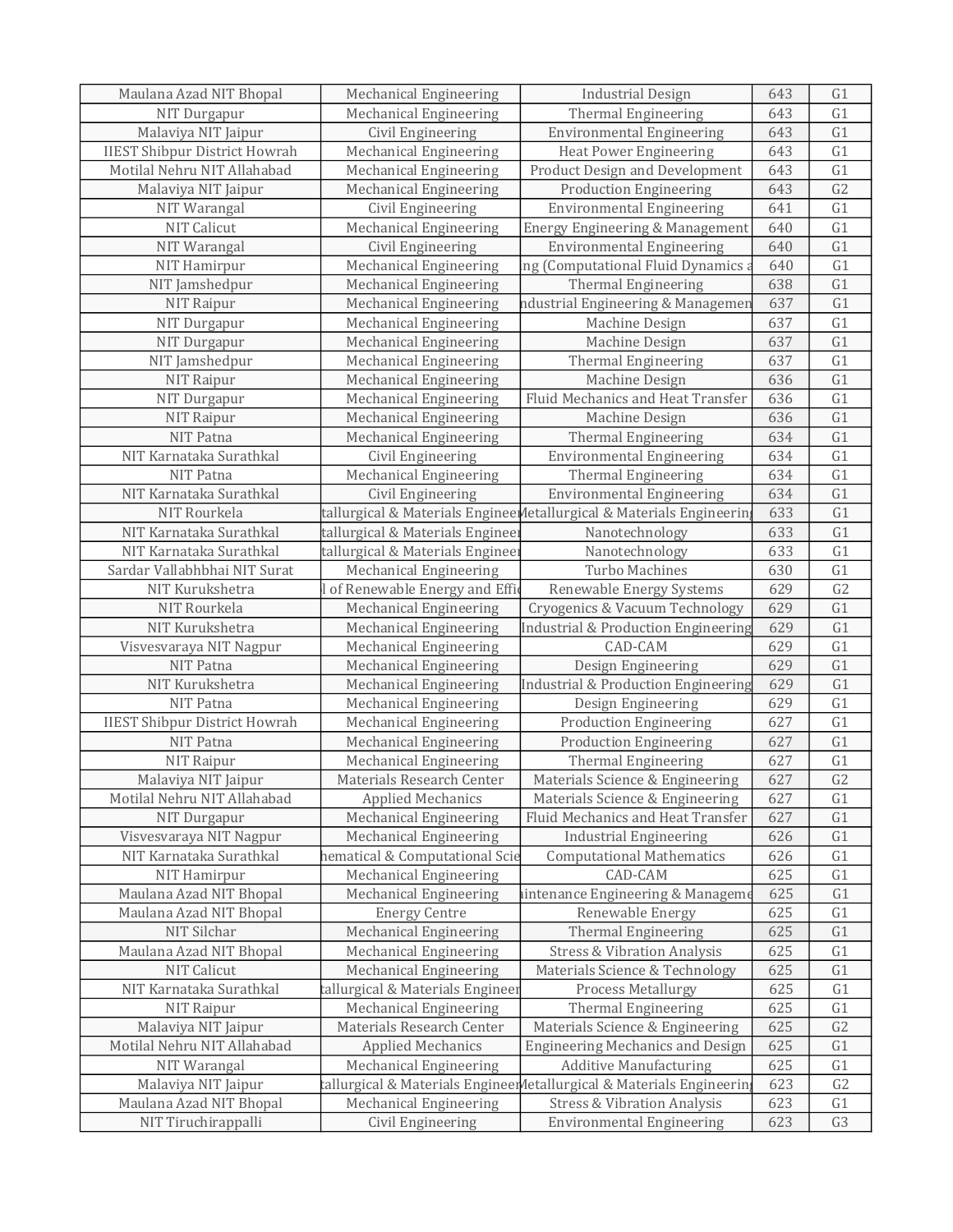| Maulana Azad NIT Bhopal | Mechanical Engineering | Industrial Design | 643 | G1 |
|---|---|---|---|---|
| NIT Durgapur | Mechanical Engineering | Thermal Engineering | 643 | G1 |
| Malaviya NIT Jaipur | Civil Engineering | Environmental Engineering | 643 | G1 |
| IIEST Shibpur District Howrah | Mechanical Engineering | Heat Power Engineering | 643 | G1 |
| Motilal Nehru NIT Allahabad | Mechanical Engineering | Product Design and Development | 643 | G1 |
| Malaviya NIT Jaipur | Mechanical Engineering | Production Engineering | 643 | G2 |
| NIT Warangal | Civil Engineering | Environmental Engineering | 641 | G1 |
| NIT Calicut | Mechanical Engineering | Energy Engineering & Management | 640 | G1 |
| NIT Warangal | Civil Engineering | Environmental Engineering | 640 | G1 |
| NIT Hamirpur | Mechanical Engineering | ng (Computational Fluid Dynamics a | 640 | G1 |
| NIT Jamshedpur | Mechanical Engineering | Thermal Engineering | 638 | G1 |
| NIT Raipur | Mechanical Engineering | ndustrial Engineering & Managemen | 637 | G1 |
| NIT Durgapur | Mechanical Engineering | Machine Design | 637 | G1 |
| NIT Durgapur | Mechanical Engineering | Machine Design | 637 | G1 |
| NIT Jamshedpur | Mechanical Engineering | Thermal Engineering | 637 | G1 |
| NIT Raipur | Mechanical Engineering | Machine Design | 636 | G1 |
| NIT Durgapur | Mechanical Engineering | Fluid Mechanics and Heat Transfer | 636 | G1 |
| NIT Raipur | Mechanical Engineering | Machine Design | 636 | G1 |
| NIT Patna | Mechanical Engineering | Thermal Engineering | 634 | G1 |
| NIT Karnataka Surathkal | Civil Engineering | Environmental Engineering | 634 | G1 |
| NIT Patna | Mechanical Engineering | Thermal Engineering | 634 | G1 |
| NIT Karnataka Surathkal | Civil Engineering | Environmental Engineering | 634 | G1 |
| NIT Rourkela | tallurgical & Materials Enginee | Metallurgical & Materials Engineerin | 633 | G1 |
| NIT Karnataka Surathkal | tallurgical & Materials Enginee | Nanotechnology | 633 | G1 |
| NIT Karnataka Surathkal | tallurgical & Materials Enginee | Nanotechnology | 633 | G1 |
| Sardar Vallabhbhai NIT Surat | Mechanical Engineering | Turbo Machines | 630 | G1 |
| NIT Kurukshetra | l of Renewable Energy and Effi | Renewable Energy Systems | 629 | G2 |
| NIT Rourkela | Mechanical Engineering | Cryogenics & Vacuum Technology | 629 | G1 |
| NIT Kurukshetra | Mechanical Engineering | Industrial & Production Engineering | 629 | G1 |
| Visvesvaraya NIT Nagpur | Mechanical Engineering | CAD-CAM | 629 | G1 |
| NIT Patna | Mechanical Engineering | Design Engineering | 629 | G1 |
| NIT Kurukshetra | Mechanical Engineering | Industrial & Production Engineering | 629 | G1 |
| NIT Patna | Mechanical Engineering | Design Engineering | 629 | G1 |
| IIEST Shibpur District Howrah | Mechanical Engineering | Production Engineering | 627 | G1 |
| NIT Patna | Mechanical Engineering | Production Engineering | 627 | G1 |
| NIT Raipur | Mechanical Engineering | Thermal Engineering | 627 | G1 |
| Malaviya NIT Jaipur | Materials Research Center | Materials Science & Engineering | 627 | G2 |
| Motilal Nehru NIT Allahabad | Applied Mechanics | Materials Science & Engineering | 627 | G1 |
| NIT Durgapur | Mechanical Engineering | Fluid Mechanics and Heat Transfer | 627 | G1 |
| Visvesvaraya NIT Nagpur | Mechanical Engineering | Industrial Engineering | 626 | G1 |
| NIT Karnataka Surathkal | hematical & Computational Scie | Computational Mathematics | 626 | G1 |
| NIT Hamirpur | Mechanical Engineering | CAD-CAM | 625 | G1 |
| Maulana Azad NIT Bhopal | Mechanical Engineering | intenance Engineering & Manageme | 625 | G1 |
| Maulana Azad NIT Bhopal | Energy Centre | Renewable Energy | 625 | G1 |
| NIT Silchar | Mechanical Engineering | Thermal Engineering | 625 | G1 |
| Maulana Azad NIT Bhopal | Mechanical Engineering | Stress & Vibration Analysis | 625 | G1 |
| NIT Calicut | Mechanical Engineering | Materials Science & Technology | 625 | G1 |
| NIT Karnataka Surathkal | tallurgical & Materials Enginee | Process Metallurgy | 625 | G1 |
| NIT Raipur | Mechanical Engineering | Thermal Engineering | 625 | G1 |
| Malaviya NIT Jaipur | Materials Research Center | Materials Science & Engineering | 625 | G2 |
| Motilal Nehru NIT Allahabad | Applied Mechanics | Engineering Mechanics and Design | 625 | G1 |
| NIT Warangal | Mechanical Engineering | Additive Manufacturing | 625 | G1 |
| Malaviya NIT Jaipur | tallurgical & Materials Enginee | Metallurgical & Materials Engineerin | 623 | G2 |
| Maulana Azad NIT Bhopal | Mechanical Engineering | Stress & Vibration Analysis | 623 | G1 |
| NIT Tiruchirappalli | Civil Engineering | Environmental Engineering | 623 | G3 |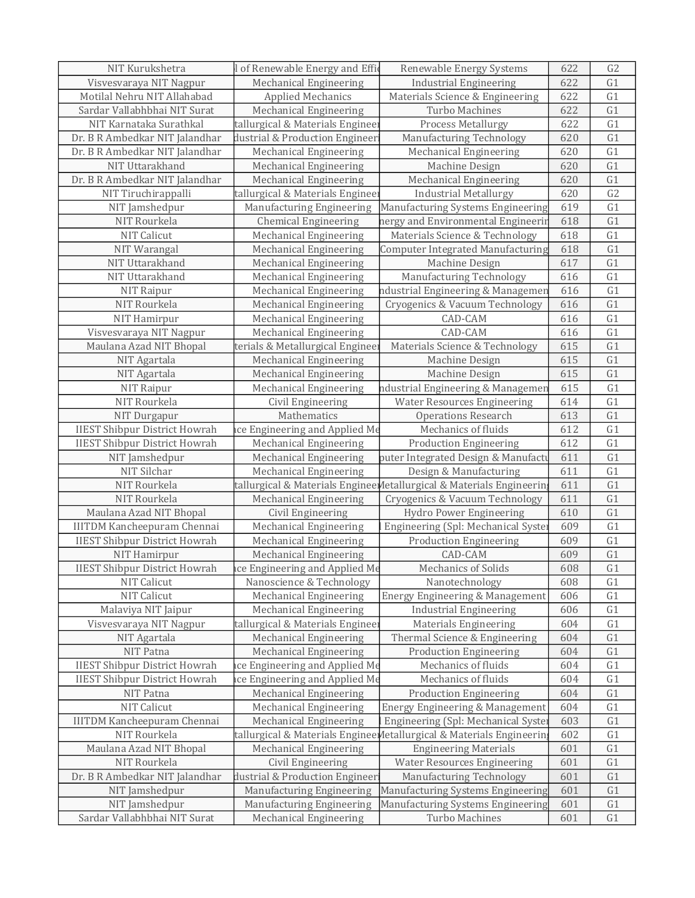| NIT Kurukshetra | l of Renewable Energy and Effic | Renewable Energy Systems | 622 | G2 |
|---|---|---|---|---|
| Visvesvaraya NIT Nagpur | Mechanical Engineering | Industrial Engineering | 622 | G1 |
| Motilal Nehru NIT Allahabad | Applied Mechanics | Materials Science & Engineering | 622 | G1 |
| Sardar Vallabhbhai NIT Surat | Mechanical Engineering | Turbo Machines | 622 | G1 |
| NIT Karnataka Surathkal | tallurgical & Materials Engineer | Process Metallurgy | 622 | G1 |
| Dr. B R Ambedkar NIT Jalandhar | dustrial & Production Engineeri | Manufacturing Technology | 620 | G1 |
| Dr. B R Ambedkar NIT Jalandhar | Mechanical Engineering | Mechanical Engineering | 620 | G1 |
| NIT Uttarakhand | Mechanical Engineering | Machine Design | 620 | G1 |
| Dr. B R Ambedkar NIT Jalandhar | Mechanical Engineering | Mechanical Engineering | 620 | G1 |
| NIT Tiruchirappalli | tallurgical & Materials Engineer | Industrial Metallurgy | 620 | G2 |
| NIT Jamshedpur | Manufacturing Engineering | Manufacturing Systems Engineering | 619 | G1 |
| NIT Rourkela | Chemical Engineering | nergy and Environmental Engineerin | 618 | G1 |
| NIT Calicut | Mechanical Engineering | Materials Science & Technology | 618 | G1 |
| NIT Warangal | Mechanical Engineering | Computer Integrated Manufacturing | 618 | G1 |
| NIT Uttarakhand | Mechanical Engineering | Machine Design | 617 | G1 |
| NIT Uttarakhand | Mechanical Engineering | Manufacturing Technology | 616 | G1 |
| NIT Raipur | Mechanical Engineering | ndustrial Engineering & Managemen | 616 | G1 |
| NIT Rourkela | Mechanical Engineering | Cryogenics & Vacuum Technology | 616 | G1 |
| NIT Hamirpur | Mechanical Engineering | CAD-CAM | 616 | G1 |
| Visvesvaraya NIT Nagpur | Mechanical Engineering | CAD-CAM | 616 | G1 |
| Maulana Azad NIT Bhopal | terials & Metallurgical Engineer | Materials Science & Technology | 615 | G1 |
| NIT Agartala | Mechanical Engineering | Machine Design | 615 | G1 |
| NIT Agartala | Mechanical Engineering | Machine Design | 615 | G1 |
| NIT Raipur | Mechanical Engineering | ndustrial Engineering & Managemen | 615 | G1 |
| NIT Rourkela | Civil Engineering | Water Resources Engineering | 614 | G1 |
| NIT Durgapur | Mathematics | Operations Research | 613 | G1 |
| IIEST Shibpur District Howrah | ice Engineering and Applied Me | Mechanics of fluids | 612 | G1 |
| IIEST Shibpur District Howrah | Mechanical Engineering | Production Engineering | 612 | G1 |
| NIT Jamshedpur | Mechanical Engineering | puter Integrated Design & Manufactu | 611 | G1 |
| NIT Silchar | Mechanical Engineering | Design & Manufacturing | 611 | G1 |
| NIT Rourkela | tallurgical & Materials Enginee | Metallurgical & Materials Engineering | 611 | G1 |
| NIT Rourkela | Mechanical Engineering | Cryogenics & Vacuum Technology | 611 | G1 |
| Maulana Azad NIT Bhopal | Civil Engineering | Hydro Power Engineering | 610 | G1 |
| IIITDM Kancheepuram Chennai | Mechanical Engineering | l Engineering (Spl: Mechanical Syster | 609 | G1 |
| IIEST Shibpur District Howrah | Mechanical Engineering | Production Engineering | 609 | G1 |
| NIT Hamirpur | Mechanical Engineering | CAD-CAM | 609 | G1 |
| IIEST Shibpur District Howrah | ice Engineering and Applied Me | Mechanics of Solids | 608 | G1 |
| NIT Calicut | Nanoscience & Technology | Nanotechnology | 608 | G1 |
| NIT Calicut | Mechanical Engineering | Energy Engineering & Management | 606 | G1 |
| Malaviya NIT Jaipur | Mechanical Engineering | Industrial Engineering | 606 | G1 |
| Visvesvaraya NIT Nagpur | tallurgical & Materials Engineer | Materials Engineering | 604 | G1 |
| NIT Agartala | Mechanical Engineering | Thermal Science & Engineering | 604 | G1 |
| NIT Patna | Mechanical Engineering | Production Engineering | 604 | G1 |
| IIEST Shibpur District Howrah | ice Engineering and Applied Me | Mechanics of fluids | 604 | G1 |
| IIEST Shibpur District Howrah | ice Engineering and Applied Me | Mechanics of fluids | 604 | G1 |
| NIT Patna | Mechanical Engineering | Production Engineering | 604 | G1 |
| NIT Calicut | Mechanical Engineering | Energy Engineering & Management | 604 | G1 |
| IIITDM Kancheepuram Chennai | Mechanical Engineering | l Engineering (Spl: Mechanical Syster | 603 | G1 |
| NIT Rourkela | tallurgical & Materials Enginee | Metallurgical & Materials Engineering | 602 | G1 |
| Maulana Azad NIT Bhopal | Mechanical Engineering | Engineering Materials | 601 | G1 |
| NIT Rourkela | Civil Engineering | Water Resources Engineering | 601 | G1 |
| Dr. B R Ambedkar NIT Jalandhar | dustrial & Production Engineeri | Manufacturing Technology | 601 | G1 |
| NIT Jamshedpur | Manufacturing Engineering | Manufacturing Systems Engineering | 601 | G1 |
| NIT Jamshedpur | Manufacturing Engineering | Manufacturing Systems Engineering | 601 | G1 |
| Sardar Vallabhbhai NIT Surat | Mechanical Engineering | Turbo Machines | 601 | G1 |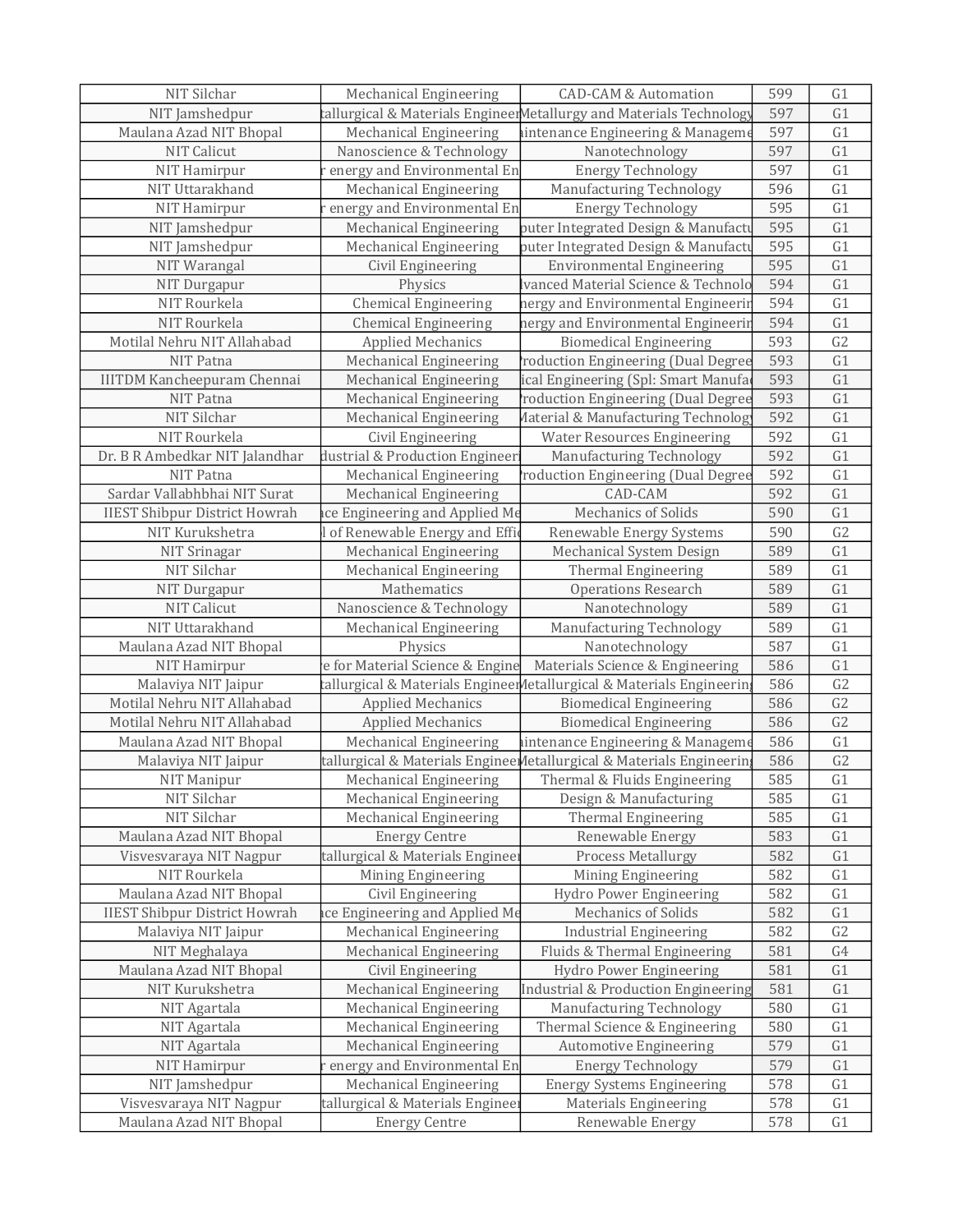| NIT Silchar | Mechanical Engineering | CAD-CAM & Automation | 599 | G1 |
|---|---|---|---|---|
| NIT Jamshedpur | tallurgical & Materials Engineer | Metallurgy and Materials Technology | 597 | G1 |
| Maulana Azad NIT Bhopal | Mechanical Engineering | intenance Engineering & Manageme | 597 | G1 |
| NIT Calicut | Nanoscience & Technology | Nanotechnology | 597 | G1 |
| NIT Hamirpur | r energy and Environmental En | Energy Technology | 597 | G1 |
| NIT Uttarakhand | Mechanical Engineering | Manufacturing Technology | 596 | G1 |
| NIT Hamirpur | r energy and Environmental En | Energy Technology | 595 | G1 |
| NIT Jamshedpur | Mechanical Engineering | puter Integrated Design & Manufactu | 595 | G1 |
| NIT Jamshedpur | Mechanical Engineering | puter Integrated Design & Manufactu | 595 | G1 |
| NIT Warangal | Civil Engineering | Environmental Engineering | 595 | G1 |
| NIT Durgapur | Physics | lvanced Material Science & Technolo | 594 | G1 |
| NIT Rourkela | Chemical Engineering | nergy and Environmental Engineerin | 594 | G1 |
| NIT Rourkela | Chemical Engineering | nergy and Environmental Engineerin | 594 | G1 |
| Motilal Nehru NIT Allahabad | Applied Mechanics | Biomedical Engineering | 593 | G2 |
| NIT Patna | Mechanical Engineering | Production Engineering (Dual Degree | 593 | G1 |
| IIITDM Kancheepuram Chennai | Mechanical Engineering | ical Engineering (Spl: Smart Manufa | 593 | G1 |
| NIT Patna | Mechanical Engineering | Production Engineering (Dual Degree | 593 | G1 |
| NIT Silchar | Mechanical Engineering | Material & Manufacturing Technology | 592 | G1 |
| NIT Rourkela | Civil Engineering | Water Resources Engineering | 592 | G1 |
| Dr. B R Ambedkar NIT Jalandhar | dustrial & Production Engineeri | Manufacturing Technology | 592 | G1 |
| NIT Patna | Mechanical Engineering | Production Engineering (Dual Degree | 592 | G1 |
| Sardar Vallabhbhai NIT Surat | Mechanical Engineering | CAD-CAM | 592 | G1 |
| IIEST Shibpur District Howrah | ace Engineering and Applied Me | Mechanics of Solids | 590 | G1 |
| NIT Kurukshetra | l of Renewable Energy and Effic | Renewable Energy Systems | 590 | G2 |
| NIT Srinagar | Mechanical Engineering | Mechanical System Design | 589 | G1 |
| NIT Silchar | Mechanical Engineering | Thermal Engineering | 589 | G1 |
| NIT Durgapur | Mathematics | Operations Research | 589 | G1 |
| NIT Calicut | Nanoscience & Technology | Nanotechnology | 589 | G1 |
| NIT Uttarakhand | Mechanical Engineering | Manufacturing Technology | 589 | G1 |
| Maulana Azad NIT Bhopal | Physics | Nanotechnology | 587 | G1 |
| NIT Hamirpur | e for Material Science & Engine | Materials Science & Engineering | 586 | G1 |
| Malaviya NIT Jaipur | tallurgical & Materials Engineer | Metallurgical & Materials Engineering | 586 | G2 |
| Motilal Nehru NIT Allahabad | Applied Mechanics | Biomedical Engineering | 586 | G2 |
| Motilal Nehru NIT Allahabad | Applied Mechanics | Biomedical Engineering | 586 | G2 |
| Maulana Azad NIT Bhopal | Mechanical Engineering | intenance Engineering & Manageme | 586 | G1 |
| Malaviya NIT Jaipur | tallurgical & Materials Enginee | Metallurgical & Materials Engineering | 586 | G2 |
| NIT Manipur | Mechanical Engineering | Thermal & Fluids Engineering | 585 | G1 |
| NIT Silchar | Mechanical Engineering | Design & Manufacturing | 585 | G1 |
| NIT Silchar | Mechanical Engineering | Thermal Engineering | 585 | G1 |
| Maulana Azad NIT Bhopal | Energy Centre | Renewable Energy | 583 | G1 |
| Visvesvaraya NIT Nagpur | tallurgical & Materials Engineer | Process Metallurgy | 582 | G1 |
| NIT Rourkela | Mining Engineering | Mining Engineering | 582 | G1 |
| Maulana Azad NIT Bhopal | Civil Engineering | Hydro Power Engineering | 582 | G1 |
| IIEST Shibpur District Howrah | ace Engineering and Applied Me | Mechanics of Solids | 582 | G1 |
| Malaviya NIT Jaipur | Mechanical Engineering | Industrial Engineering | 582 | G2 |
| NIT Meghalaya | Mechanical Engineering | Fluids & Thermal Engineering | 581 | G4 |
| Maulana Azad NIT Bhopal | Civil Engineering | Hydro Power Engineering | 581 | G1 |
| NIT Kurukshetra | Mechanical Engineering | Industrial & Production Engineering | 581 | G1 |
| NIT Agartala | Mechanical Engineering | Manufacturing Technology | 580 | G1 |
| NIT Agartala | Mechanical Engineering | Thermal Science & Engineering | 580 | G1 |
| NIT Agartala | Mechanical Engineering | Automotive Engineering | 579 | G1 |
| NIT Hamirpur | r energy and Environmental En | Energy Technology | 579 | G1 |
| NIT Jamshedpur | Mechanical Engineering | Energy Systems Engineering | 578 | G1 |
| Visvesvaraya NIT Nagpur | tallurgical & Materials Engineer | Materials Engineering | 578 | G1 |
| Maulana Azad NIT Bhopal | Energy Centre | Renewable Energy | 578 | G1 |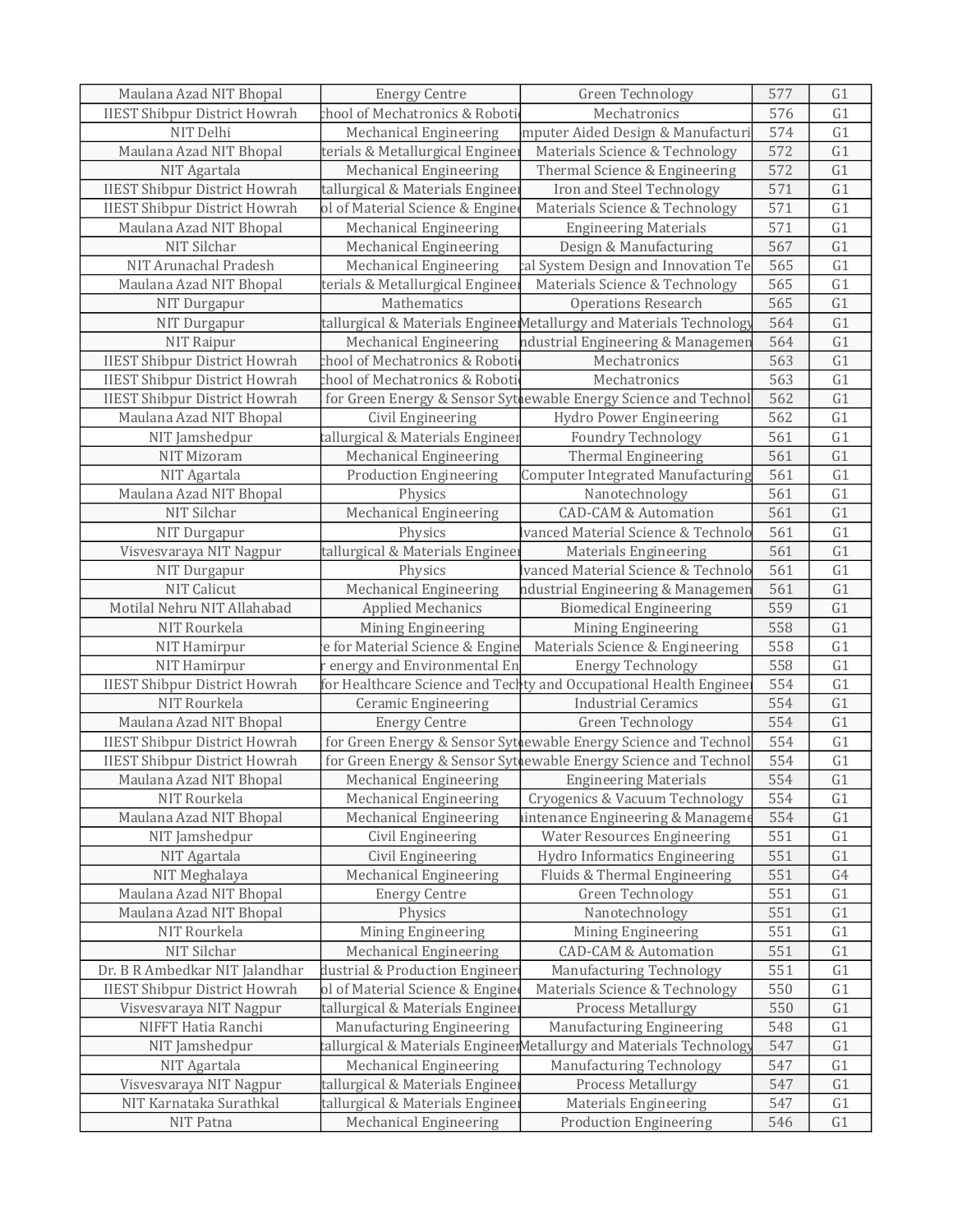| | | | | |
|---|---|---|---|---|
| Maulana Azad NIT Bhopal | Energy Centre | Green Technology | 577 | G1 |
| IIEST Shipbur District Howrah | chool of Mechatronics & Roboti | Mechatronics | 576 | G1 |
| NIT Delhi | Mechanical Engineering | mputer Aided Design & Manufacturi | 574 | G1 |
| Maulana Azad NIT Bhopal | terials & Metallurgical Enginee | Materials Science & Technology | 572 | G1 |
| NIT Agartala | Mechanical Engineering | Thermal Science & Engineering | 572 | G1 |
| IIEST Shibpur District Howrah | tallurgical & Materials Enginee | Iron and Steel Technology | 571 | G1 |
| IIEST Shibpur District Howrah | ol of Material Science & Engine | Materials Science & Technology | 571 | G1 |
| Maulana Azad NIT Bhopal | Mechanical Engineering | Engineering Materials | 571 | G1 |
| NIT Silchar | Mechanical Engineering | Design & Manufacturing | 567 | G1 |
| NIT Arunachal Pradesh | Mechanical Engineering | :al System Design and Innovation Te | 565 | G1 |
| Maulana Azad NIT Bhopal | terials & Metallurgical Enginee | Materials Science & Technology | 565 | G1 |
| NIT Durgapur | Mathematics | Operations Research | 565 | G1 |
| NIT Durgapur | tallurgical & Materials Enginee | Metallurgy and Materials Technology | 564 | G1 |
| NIT Raipur | Mechanical Engineering | ndustrial Engineering & Managemen | 564 | G1 |
| IIEST Shibpur District Howrah | chool of Mechatronics & Roboti | Mechatronics | 563 | G1 |
| IIEST Shibpur District Howrah | chool of Mechatronics & Roboti | Mechatronics | 563 | G1 |
| IIEST Shibpur District Howrah | for Green Energy & Sensor Syt | ewable Energy Science and Technol | 562 | G1 |
| Maulana Azad NIT Bhopal | Civil Engineering | Hydro Power Engineering | 562 | G1 |
| NIT Jamshedpur | tallurgical & Materials Enginee | Foundry Technology | 561 | G1 |
| NIT Mizoram | Mechanical Engineering | Thermal Engineering | 561 | G1 |
| NIT Agartala | Production Engineering | Computer Integrated Manufacturing | 561 | G1 |
| Maulana Azad NIT Bhopal | Physics | Nanotechnology | 561 | G1 |
| NIT Silchar | Mechanical Engineering | CAD-CAM & Automation | 561 | G1 |
| NIT Durgapur | Physics | lvanced Material Science & Technolo | 561 | G1 |
| Visvesvaraya NIT Nagpur | tallurgical & Materials Enginee | Materials Engineering | 561 | G1 |
| NIT Durgapur | Physics | lvanced Material Science & Technolo | 561 | G1 |
| NIT Calicut | Mechanical Engineering | ndustrial Engineering & Managemen | 561 | G1 |
| Motilal Nehru NIT Allahabad | Applied Mechanics | Biomedical Engineering | 559 | G1 |
| NIT Rourkela | Mining Engineering | Mining Engineering | 558 | G1 |
| NIT Hamirpur | e for Material Science & Engine | Materials Science & Engineering | 558 | G1 |
| NIT Hamirpur | r energy and Environmental En | Energy Technology | 558 | G1 |
| IIEST Shibpur District Howrah | for Healthcare Science and Tech | ty and Occupational Health Enginee | 554 | G1 |
| NIT Rourkela | Ceramic Engineering | Industrial Ceramics | 554 | G1 |
| Maulana Azad NIT Bhopal | Energy Centre | Green Technology | 554 | G1 |
| IIEST Shibpur District Howrah | for Green Energy & Sensor Syt | ewable Energy Science and Technol | 554 | G1 |
| IIEST Shibpur District Howrah | for Green Energy & Sensor Syt | ewable Energy Science and Technol | 554 | G1 |
| Maulana Azad NIT Bhopal | Mechanical Engineering | Engineering Materials | 554 | G1 |
| NIT Rourkela | Mechanical Engineering | Cryogenics & Vacuum Technology | 554 | G1 |
| Maulana Azad NIT Bhopal | Mechanical Engineering | aintenance Engineering & Manageme | 554 | G1 |
| NIT Jamshedpur | Civil Engineering | Water Resources Engineering | 551 | G1 |
| NIT Agartala | Civil Engineering | Hydro Informatics Engineering | 551 | G1 |
| NIT Meghalaya | Mechanical Engineering | Fluids & Thermal Engineering | 551 | G4 |
| Maulana Azad NIT Bhopal | Energy Centre | Green Technology | 551 | G1 |
| Maulana Azad NIT Bhopal | Physics | Nanotechnology | 551 | G1 |
| NIT Rourkela | Mining Engineering | Mining Engineering | 551 | G1 |
| NIT Silchar | Mechanical Engineering | CAD-CAM & Automation | 551 | G1 |
| Dr. B R Ambedkar NIT Jalandhar | dustrial & Production Engineer | Manufacturing Technology | 551 | G1 |
| IIEST Shibpur District Howrah | ol of Material Science & Engine | Materials Science & Technology | 550 | G1 |
| Visvesvaraya NIT Nagpur | tallurgical & Materials Enginee | Process Metallurgy | 550 | G1 |
| NIFFT Hatia Ranchi | Manufacturing Engineering | Manufacturing Engineering | 548 | G1 |
| NIT Jamshedpur | tallurgical & Materials Enginee | Metallurgy and Materials Technology | 547 | G1 |
| NIT Agartala | Mechanical Engineering | Manufacturing Technology | 547 | G1 |
| Visvesvaraya NIT Nagpur | tallurgical & Materials Enginee | Process Metallurgy | 547 | G1 |
| NIT Karnataka Surathkal | tallurgical & Materials Enginee | Materials Engineering | 547 | G1 |
| NIT Patna | Mechanical Engineering | Production Engineering | 546 | G1 |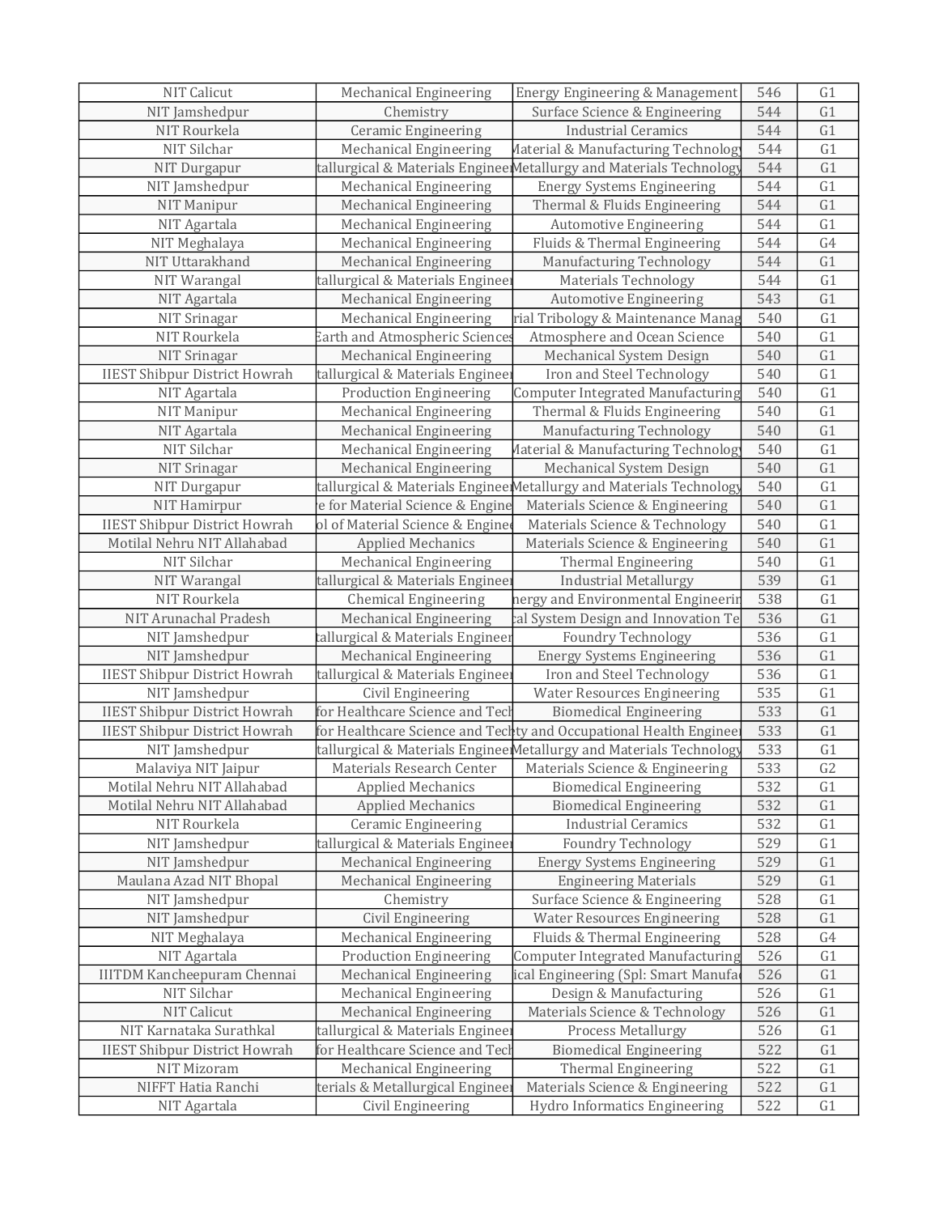| NIT Calicut | Mechanical Engineering | Energy Engineering & Management | 546 | G1 |
|---|---|---|---|---|
| NIT Jamshedpur | Chemistry | Surface Science & Engineering | 544 | G1 |
| NIT Rourkela | Ceramic Engineering | Industrial Ceramics | 544 | G1 |
| NIT Silchar | Mechanical Engineering | Material & Manufacturing Technology | 544 | G1 |
| NIT Durgapur | tallurgical & Materials Enginee | Metallurgy and Materials Technology | 544 | G1 |
| NIT Jamshedpur | Mechanical Engineering | Energy Systems Engineering | 544 | G1 |
| NIT Manipur | Mechanical Engineering | Thermal & Fluids Engineering | 544 | G1 |
| NIT Agartala | Mechanical Engineering | Automotive Engineering | 544 | G1 |
| NIT Meghalaya | Mechanical Engineering | Fluids & Thermal Engineering | 544 | G4 |
| NIT Uttarakhand | Mechanical Engineering | Manufacturing Technology | 544 | G1 |
| NIT Warangal | tallurgical & Materials Enginee | Materials Technology | 544 | G1 |
| NIT Agartala | Mechanical Engineering | Automotive Engineering | 543 | G1 |
| NIT Srinagar | Mechanical Engineering | rial Tribology & Maintenance Manag | 540 | G1 |
| NIT Rourkela | Earth and Atmospheric Sciences | Atmosphere and Ocean Science | 540 | G1 |
| NIT Srinagar | Mechanical Engineering | Mechanical System Design | 540 | G1 |
| IIEST Shibpur District Howrah | tallurgical & Materials Enginee | Iron and Steel Technology | 540 | G1 |
| NIT Agartala | Production Engineering | Computer Integrated Manufacturing | 540 | G1 |
| NIT Manipur | Mechanical Engineering | Thermal & Fluids Engineering | 540 | G1 |
| NIT Agartala | Mechanical Engineering | Manufacturing Technology | 540 | G1 |
| NIT Silchar | Mechanical Engineering | Material & Manufacturing Technology | 540 | G1 |
| NIT Srinagar | Mechanical Engineering | Mechanical System Design | 540 | G1 |
| NIT Durgapur | tallurgical & Materials Enginee | Metallurgy and Materials Technology | 540 | G1 |
| NIT Hamirpur | e for Material Science & Engine | Materials Science & Engineering | 540 | G1 |
| IIEST Shibpur District Howrah | ol of Material Science & Engine | Materials Science & Technology | 540 | G1 |
| Motilal Nehru NIT Allahabad | Applied Mechanics | Materials Science & Engineering | 540 | G1 |
| NIT Silchar | Mechanical Engineering | Thermal Engineering | 540 | G1 |
| NIT Warangal | tallurgical & Materials Enginee | Industrial Metallurgy | 539 | G1 |
| NIT Rourkela | Chemical Engineering | nergy and Environmental Engineerin | 538 | G1 |
| NIT Arunachal Pradesh | Mechanical Engineering | cal System Design and Innovation Te | 536 | G1 |
| NIT Jamshedpur | tallurgical & Materials Enginee | Foundry Technology | 536 | G1 |
| NIT Jamshedpur | Mechanical Engineering | Energy Systems Engineering | 536 | G1 |
| IIEST Shibpur District Howrah | tallurgical & Materials Enginee | Iron and Steel Technology | 536 | G1 |
| NIT Jamshedpur | Civil Engineering | Water Resources Engineering | 535 | G1 |
| IIEST Shibpur District Howrah | for Healthcare Science and Tech | Biomedical Engineering | 533 | G1 |
| IIEST Shibpur District Howrah | for Healthcare Science and Tech | ty and Occupational Health Enginee | 533 | G1 |
| NIT Jamshedpur | tallurgical & Materials Enginee | Metallurgy and Materials Technology | 533 | G1 |
| Malaviya NIT Jaipur | Materials Research Center | Materials Science & Engineering | 533 | G2 |
| Motilal Nehru NIT Allahabad | Applied Mechanics | Biomedical Engineering | 532 | G1 |
| Motilal Nehru NIT Allahabad | Applied Mechanics | Biomedical Engineering | 532 | G1 |
| NIT Rourkela | Ceramic Engineering | Industrial Ceramics | 532 | G1 |
| NIT Jamshedpur | tallurgical & Materials Enginee | Foundry Technology | 529 | G1 |
| NIT Jamshedpur | Mechanical Engineering | Energy Systems Engineering | 529 | G1 |
| Maulana Azad NIT Bhopal | Mechanical Engineering | Engineering Materials | 529 | G1 |
| NIT Jamshedpur | Chemistry | Surface Science & Engineering | 528 | G1 |
| NIT Jamshedpur | Civil Engineering | Water Resources Engineering | 528 | G1 |
| NIT Meghalaya | Mechanical Engineering | Fluids & Thermal Engineering | 528 | G4 |
| NIT Agartala | Production Engineering | Computer Integrated Manufacturing | 526 | G1 |
| IIITDM Kancheepuram Chennai | Mechanical Engineering | ical Engineering (Spl: Smart Manufa | 526 | G1 |
| NIT Silchar | Mechanical Engineering | Design & Manufacturing | 526 | G1 |
| NIT Calicut | Mechanical Engineering | Materials Science & Technology | 526 | G1 |
| NIT Karnataka Surathkal | tallurgical & Materials Enginee | Process Metallurgy | 526 | G1 |
| IIEST Shibpur District Howrah | for Healthcare Science and Tech | Biomedical Engineering | 522 | G1 |
| NIT Mizoram | Mechanical Engineering | Thermal Engineering | 522 | G1 |
| NIFFT Hatia Ranchi | terials & Metallurgical Enginee | Materials Science & Engineering | 522 | G1 |
| NIT Agartala | Civil Engineering | Hydro Informatics Engineering | 522 | G1 |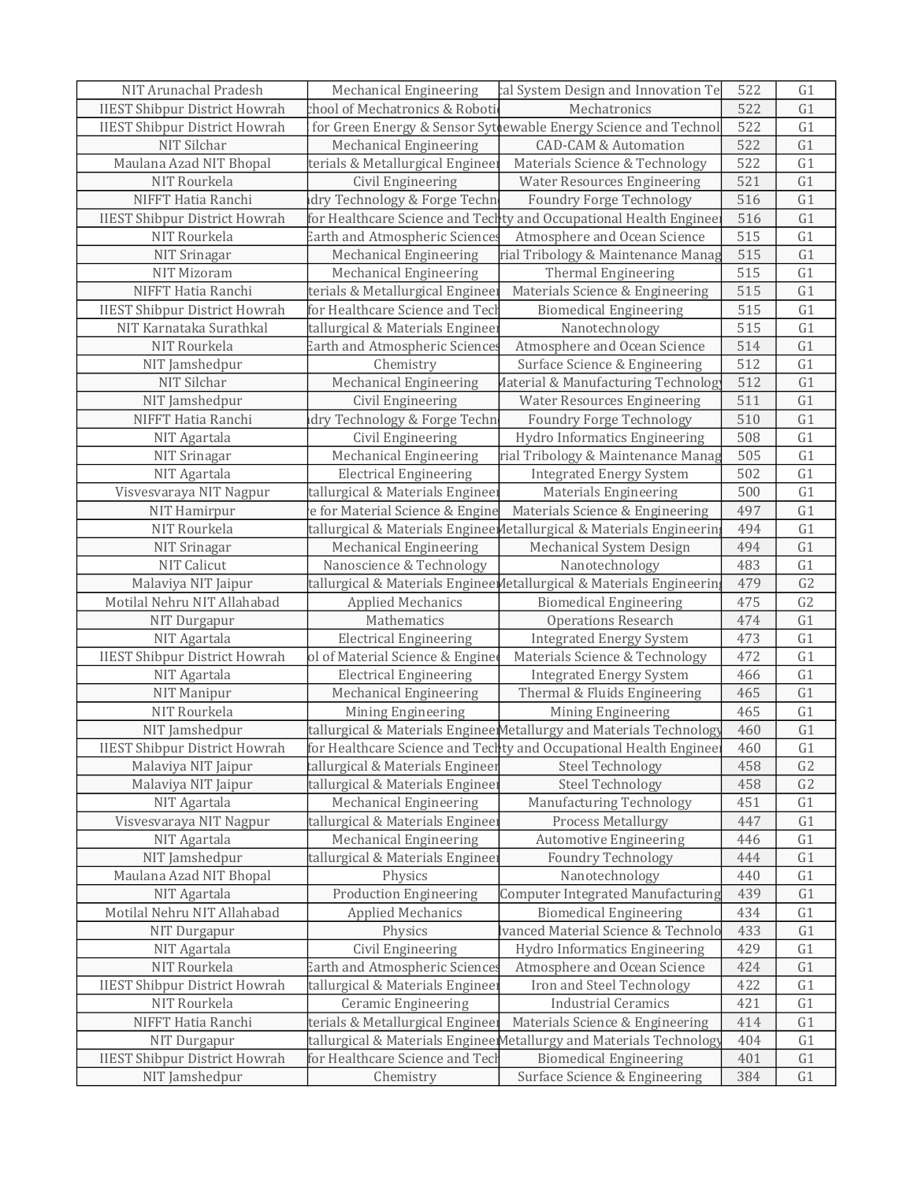| NIT Arunachal Pradesh | Mechanical Engineering | cal System Design and Innovation Te | 522 | G1 |
|---|---|---|---|---|
| IIEST Shibpur District Howrah | chool of Mechatronics & Roboti | Mechatronics | 522 | G1 |
| IIEST Shibpur District Howrah | for Green Energy & Sensor Syt | ewable Energy Science and Technol | 522 | G1 |
| NIT Silchar | Mechanical Engineering | CAD-CAM & Automation | 522 | G1 |
| Maulana Azad NIT Bhopal | terials & Metallurgical Enginee | Materials Science & Technology | 522 | G1 |
| NIT Rourkela | Civil Engineering | Water Resources Engineering | 521 | G1 |
| NIFFT Hatia Ranchi | dry Technology & Forge Techn | Foundry Forge Technology | 516 | G1 |
| IIEST Shibpur District Howrah | for Healthcare Science and Tec | ty and Occupational Health Enginee | 516 | G1 |
| NIT Rourkela | Earth and Atmospheric Sciences | Atmosphere and Ocean Science | 515 | G1 |
| NIT Srinagar | Mechanical Engineering | rial Tribology & Maintenance Manag | 515 | G1 |
| NIT Mizoram | Mechanical Engineering | Thermal Engineering | 515 | G1 |
| NIFFT Hatia Ranchi | terials & Metallurgical Enginee | Materials Science & Engineering | 515 | G1 |
| IIEST Shibpur District Howrah | for Healthcare Science and Tech | Biomedical Engineering | 515 | G1 |
| NIT Karnataka Surathkal | tallurgical & Materials Enginee | Nanotechnology | 515 | G1 |
| NIT Rourkela | Earth and Atmospheric Sciences | Atmosphere and Ocean Science | 514 | G1 |
| NIT Jamshedpur | Chemistry | Surface Science & Engineering | 512 | G1 |
| NIT Silchar | Mechanical Engineering | Material & Manufacturing Technology | 512 | G1 |
| NIT Jamshedpur | Civil Engineering | Water Resources Engineering | 511 | G1 |
| NIFFT Hatia Ranchi | dry Technology & Forge Techn | Foundry Forge Technology | 510 | G1 |
| NIT Agartala | Civil Engineering | Hydro Informatics Engineering | 508 | G1 |
| NIT Srinagar | Mechanical Engineering | rial Tribology & Maintenance Manag | 505 | G1 |
| NIT Agartala | Electrical Engineering | Integrated Energy System | 502 | G1 |
| Visvesvaraya NIT Nagpur | tallurgical & Materials Enginee | Materials Engineering | 500 | G1 |
| NIT Hamirpur | e for Material Science & Engine | Materials Science & Engineering | 497 | G1 |
| NIT Rourkela | tallurgical & Materials Enginee | Metallurgical & Materials Engineerin | 494 | G1 |
| NIT Srinagar | Mechanical Engineering | Mechanical System Design | 494 | G1 |
| NIT Calicut | Nanoscience & Technology | Nanotechnology | 483 | G1 |
| Malaviya NIT Jaipur | tallurgical & Materials Enginee | Metallurgical & Materials Engineerin | 479 | G2 |
| Motilal Nehru NIT Allahabad | Applied Mechanics | Biomedical Engineering | 475 | G2 |
| NIT Durgapur | Mathematics | Operations Research | 474 | G1 |
| NIT Agartala | Electrical Engineering | Integrated Energy System | 473 | G1 |
| IIEST Shibpur District Howrah | ol of Material Science & Engine | Materials Science & Technology | 472 | G1 |
| NIT Agartala | Electrical Engineering | Integrated Energy System | 466 | G1 |
| NIT Manipur | Mechanical Engineering | Thermal & Fluids Engineering | 465 | G1 |
| NIT Rourkela | Mining Engineering | Mining Engineering | 465 | G1 |
| NIT Jamshedpur | tallurgical & Materials Enginee | Metallurgy and Materials Technology | 460 | G1 |
| IIEST Shibpur District Howrah | for Healthcare Science and Tec | ty and Occupational Health Enginee | 460 | G1 |
| Malaviya NIT Jaipur | tallurgical & Materials Enginee | Steel Technology | 458 | G2 |
| Malaviya NIT Jaipur | tallurgical & Materials Enginee | Steel Technology | 458 | G2 |
| NIT Agartala | Mechanical Engineering | Manufacturing Technology | 451 | G1 |
| Visvesvaraya NIT Nagpur | tallurgical & Materials Enginee | Process Metallurgy | 447 | G1 |
| NIT Agartala | Mechanical Engineering | Automotive Engineering | 446 | G1 |
| NIT Jamshedpur | tallurgical & Materials Enginee | Foundry Technology | 444 | G1 |
| Maulana Azad NIT Bhopal | Physics | Nanotechnology | 440 | G1 |
| NIT Agartala | Production Engineering | Computer Integrated Manufacturing | 439 | G1 |
| Motilal Nehru NIT Allahabad | Applied Mechanics | Biomedical Engineering | 434 | G1 |
| NIT Durgapur | Physics | lvanced Material Science & Technolo | 433 | G1 |
| NIT Agartala | Civil Engineering | Hydro Informatics Engineering | 429 | G1 |
| NIT Rourkela | Earth and Atmospheric Sciences | Atmosphere and Ocean Science | 424 | G1 |
| IIEST Shibpur District Howrah | tallurgical & Materials Enginee | Iron and Steel Technology | 422 | G1 |
| NIT Rourkela | Ceramic Engineering | Industrial Ceramics | 421 | G1 |
| NIFFT Hatia Ranchi | terials & Metallurgical Enginee | Materials Science & Engineering | 414 | G1 |
| NIT Durgapur | tallurgical & Materials Enginee | Metallurgy and Materials Technology | 404 | G1 |
| IIEST Shibpur District Howrah | for Healthcare Science and Tech | Biomedical Engineering | 401 | G1 |
| NIT Jamshedpur | Chemistry | Surface Science & Engineering | 384 | G1 |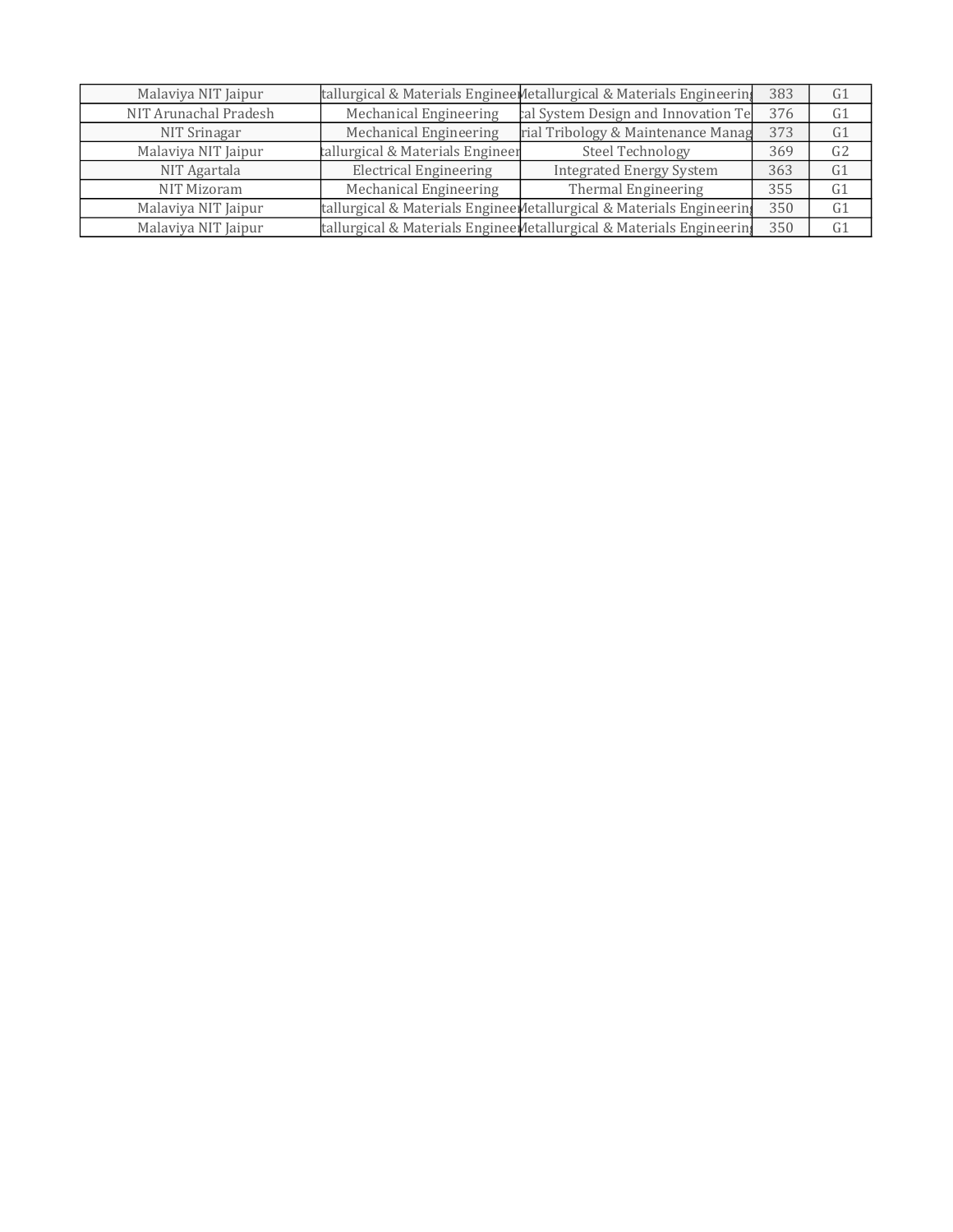| | | | | |
|---|---|---|---|---|
| Malaviya NIT Jaipur | tallurgical & Materials Enginee | Metallurgical & Materials Engineering | 383 | G1 |
| NIT Arunachal Pradesh | Mechanical Engineering | cal System Design and Innovation Te | 376 | G1 |
| NIT Srinagar | Mechanical Engineering | rial Tribology & Maintenance Manag | 373 | G1 |
| Malaviya NIT Jaipur | tallurgical & Materials Engineer | Steel Technology | 369 | G2 |
| NIT Agartala | Electrical Engineering | Integrated Energy System | 363 | G1 |
| NIT Mizoram | Mechanical Engineering | Thermal Engineering | 355 | G1 |
| Malaviya NIT Jaipur | tallurgical & Materials Enginee | Metallurgical & Materials Engineering | 350 | G1 |
| Malaviya NIT Jaipur | tallurgical & Materials Enginee | Metallurgical & Materials Engineering | 350 | G1 |